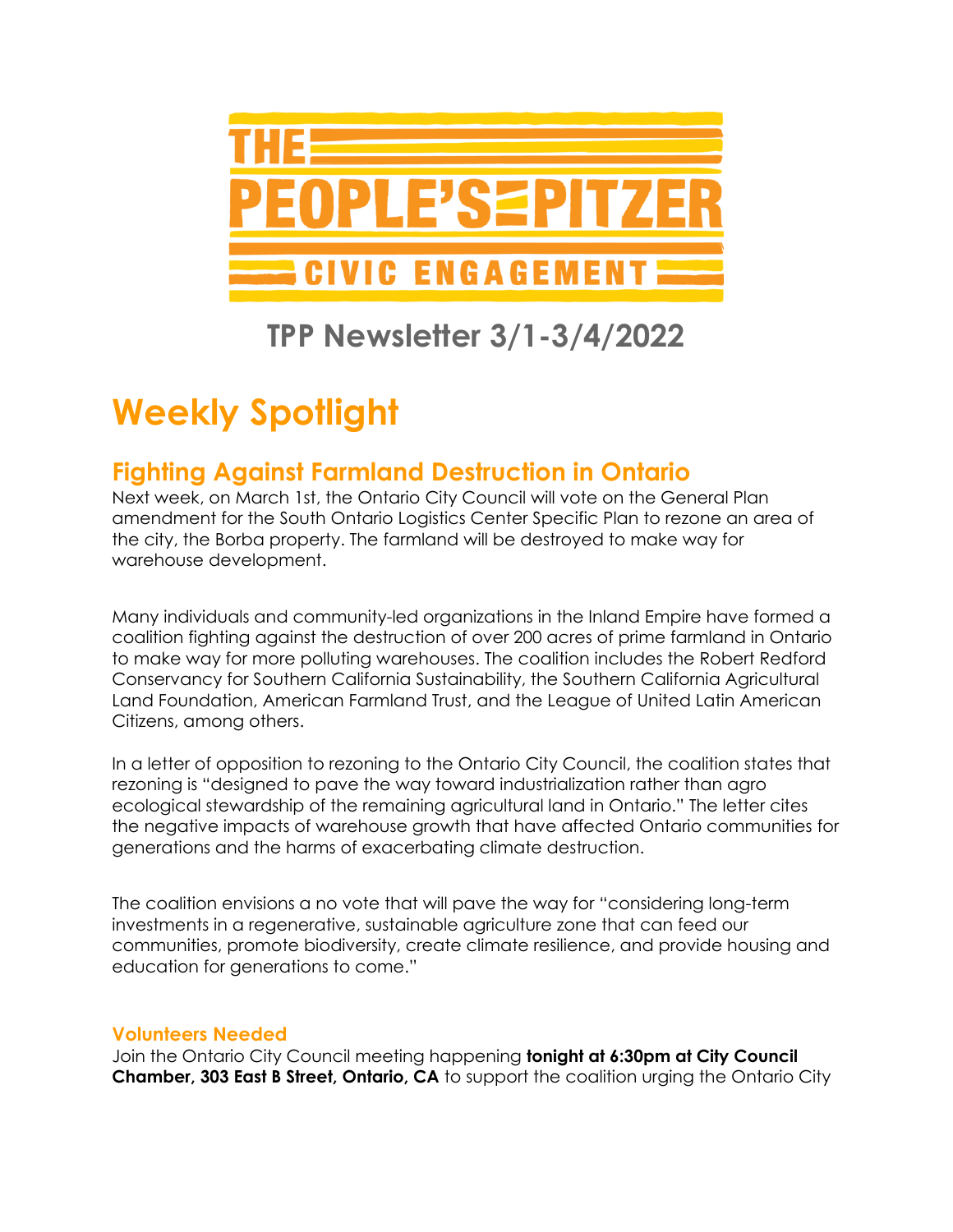# THE PEOPLE'S PITZER

## CIVIC ENGAGEMENT

## TPP Newsletter 3/1-3/4/2022

# Weekly Spotlight

## Fighting Against Farmland Destruction in Ontario

Next week, on March 1st, the Ontario City Council will vote on the General Plan amendment for the South Ontario Logistics Center Specific Plan to rezone an area of the city, the Borba property. The farmland will be destroyed to make way for warehouse development.

Many individuals and community-led organizations in the Inland Empire have formed a coalition fighting against the destruction of over 200 acres of prime farmland in Ontario to make way for more polluting warehouses. The coalition includes the Robert Redford Conservancy for Southern California Sustainability, the Southern California Agricultural Land Foundation, American Farmland Trust, and the League of United Latin American Citizens, among others.

In a letter of opposition to rezoning to the Ontario City Council, the coalition states that rezoning is "designed to pave the way toward industrialization rather than agro ecological stewardship of the remaining agricultural land in Ontario." The letter cites the negative impacts of warehouse growth that have affected Ontario communities for generations and the harms of exacerbating climate destruction.

The coalition envisions a no vote that will pave the way for "considering long-term investments in a regenerative, sustainable agriculture zone that can feed our communities, promote biodiversity, create climate resilience, and provide housing and education for generations to come."

### Volunteers Needed

Join the Ontario City Council meeting happening **tonight at 6:30pm at City Council Chamber, 303 East B Street, Ontario, CA** to support the coalition urging the Ontario City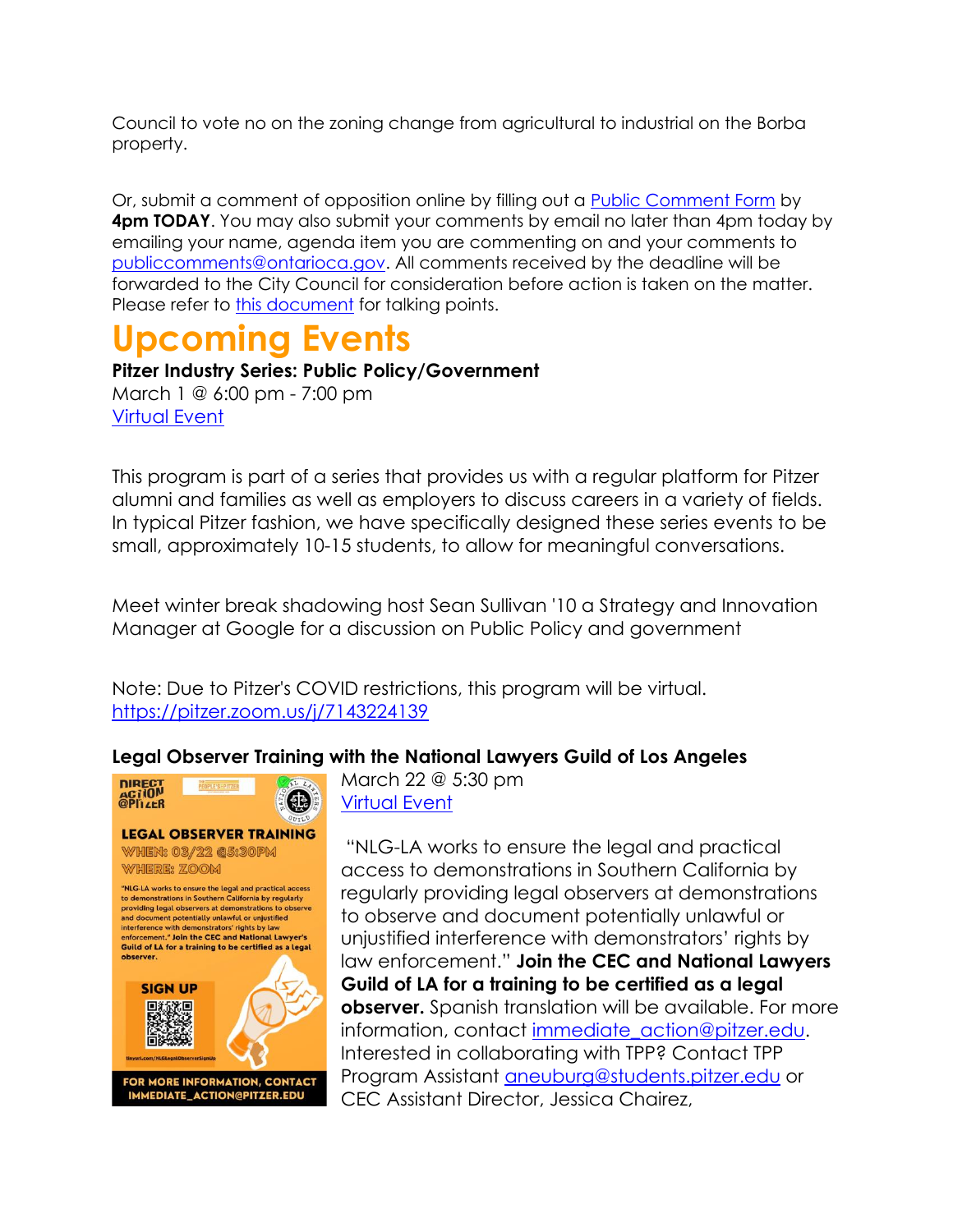Council to vote no on the zoning change from agricultural to industrial on the Borba property.

Or, submit a comment of opposition online by filling out a Public Comment Form by **4pm TODAY**. You may also submit your comments by email no later than 4pm today by emailing your name, agenda item you are commenting on and your comments to publiccomments@ontarioca.gov. All comments received by the deadline will be forwarded to the City Council for consideration before action is taken on the matter. Please refer to this document for talking points.

# Upcoming Events

**Pitzer Industry Series: Public Policy/Government**
March 1 @ 6:00 pm - 7:00 pm
Virtual Event

This program is part of a series that provides us with a regular platform for Pitzer alumni and families as well as employers to discuss careers in a variety of fields. In typical Pitzer fashion, we have specifically designed these series events to be small, approximately 10-15 students, to allow for meaningful conversations.

Meet winter break shadowing host Sean Sullivan '10 a Strategy and Innovation Manager at Google for a discussion on Public Policy and government

Note: Due to Pitzer's COVID restrictions, this program will be virtual.
https://pitzer.zoom.us/j/7143224139

**Legal Observer Training with the National Lawyers Guild of Los Angeles**
March 22 @ 5:30 pm
Virtual Event

"NLG-LA works to ensure the legal and practical access to demonstrations in Southern California by regularly providing legal observers at demonstrations to observe and document potentially unlawful or unjustified interference with demonstrators' rights by law enforcement." **Join the CEC and National Lawyers Guild of LA for a training to be certified as a legal observer.** Spanish translation will be available. For more information, contact immediate_action@pitzer.edu. Interested in collaborating with TPP? Contact TPP Program Assistant aneuburg@students.pitzer.edu or CEC Assistant Director, Jessica Chairez,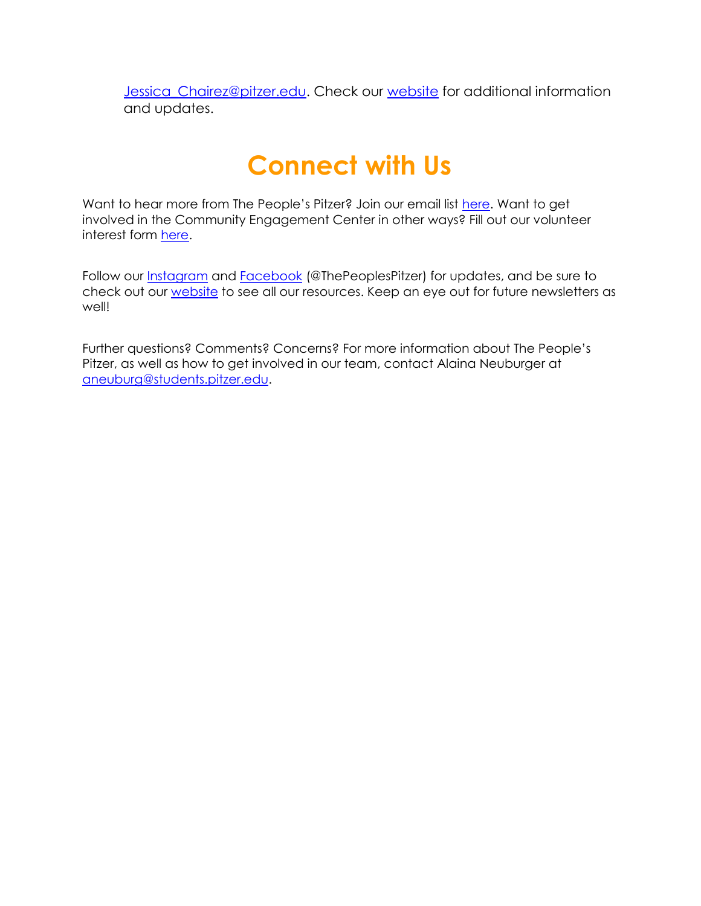Jessica_Chairez@pitzer.edu. Check our website for additional information and updates.

# Connect with Us

Want to hear more from The People's Pitzer? Join our email list here. Want to get involved in the Community Engagement Center in other ways? Fill out our volunteer interest form here.

Follow our Instagram and Facebook (@ThePeoplesPitzer) for updates, and be sure to check out our website to see all our resources. Keep an eye out for future newsletters as well!

Further questions? Comments? Concerns? For more information about The People's Pitzer, as well as how to get involved in our team, contact Alaina Neuburger at aneuburg@students.pitzer.edu.